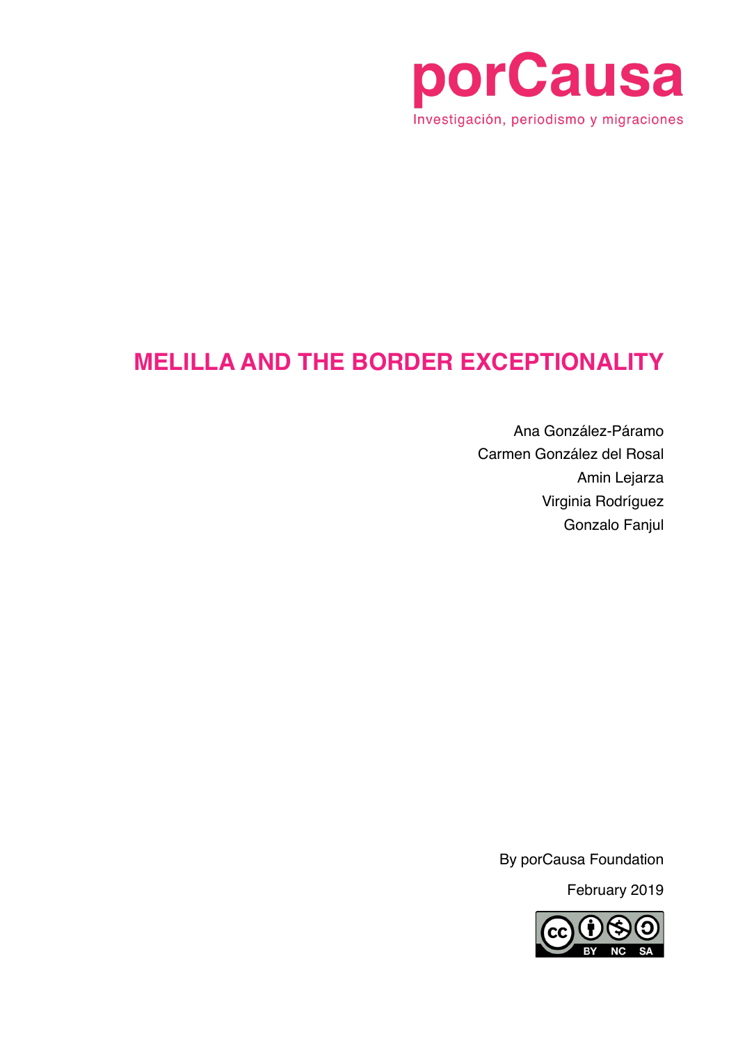porCausa

Investigación, periodismo y migraciones

# MELILLA AND THE BORDER EXCEPTIONALITY

Ana González-Páramo
Carmen González del Rosal
Amin Lejarza
Virginia Rodríguez
Gonzalo Fanjul

By porCausa Foundation

February 2019

CC BY NC SA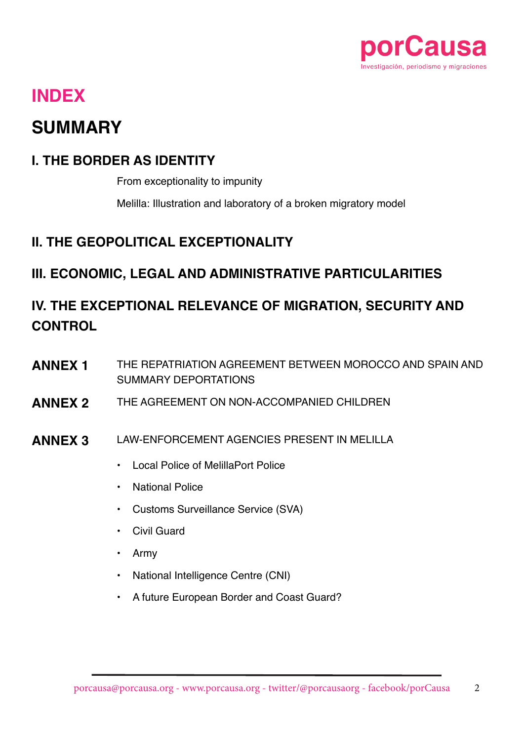# INDEX

## SUMMARY

### I. THE BORDER AS IDENTITY

From exceptionality to impunity

Melilla: Illustration and laboratory of a broken migratory model

### II. THE GEOPOLITICAL EXCEPTIONALITY

### III. ECONOMIC, LEGAL AND ADMINISTRATIVE PARTICULARITIES

### IV. THE EXCEPTIONAL RELEVANCE OF MIGRATION, SECURITY AND CONTROL

**ANNEX 1** THE REPATRIATION AGREEMENT BETWEEN MOROCCO AND SPAIN AND SUMMARY DEPORTATIONS

**ANNEX 2** THE AGREEMENT ON NON-ACCOMPANIED CHILDREN

**ANNEX 3** LAW-ENFORCEMENT AGENCIES PRESENT IN MELILLA

- Local Police of MelillaPort Police
- National Police
- Customs Surveillance Service (SVA)
- Civil Guard
- Army
- National Intelligence Centre (CNI)
- A future European Border and Coast Guard?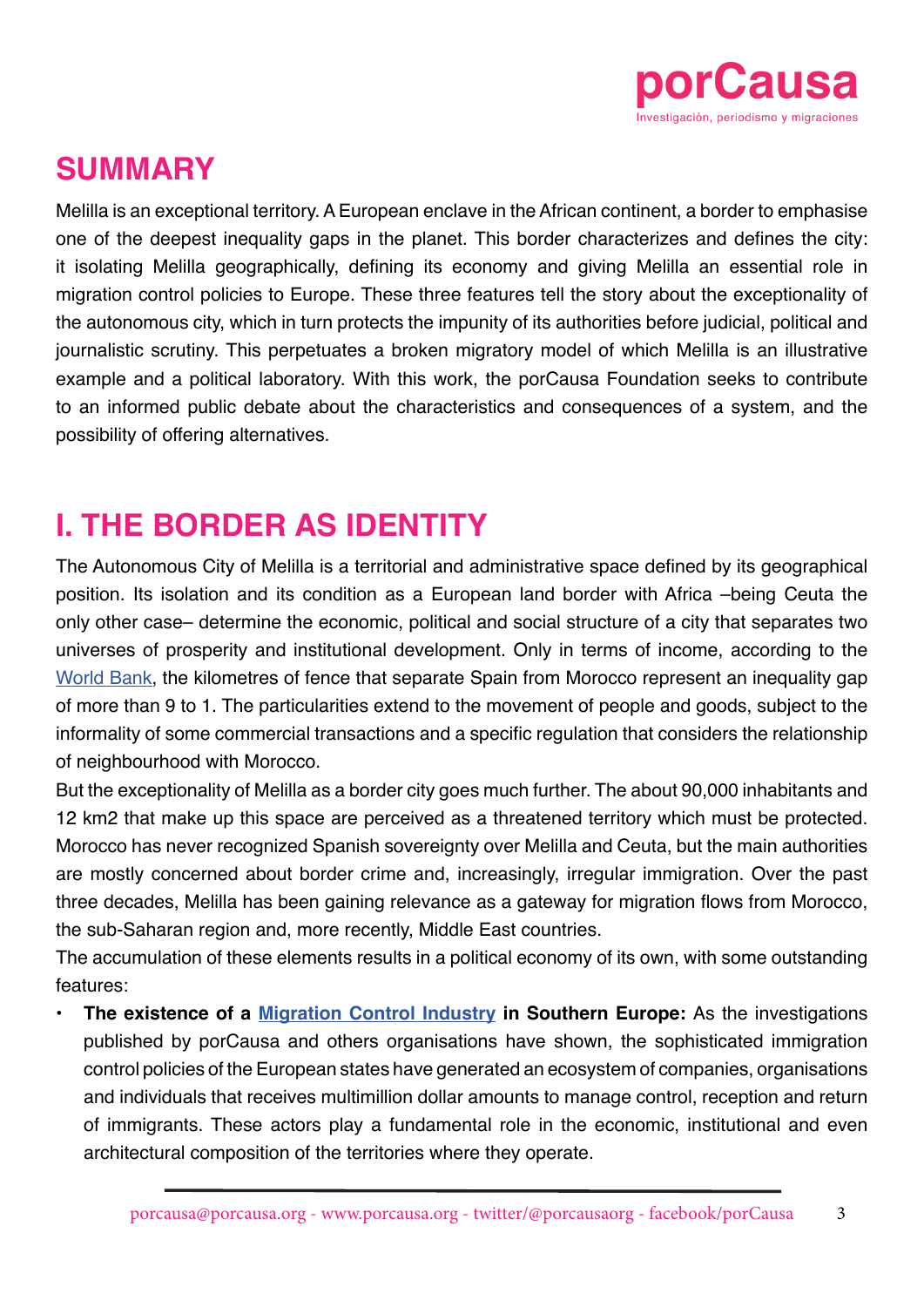## SUMMARY

Melilla is an exceptional territory. A European enclave in the African continent, a border to emphasise one of the deepest inequality gaps in the planet. This border characterizes and defines the city: it isolating Melilla geographically, defining its economy and giving Melilla an essential role in migration control policies to Europe. These three features tell the story about the exceptionality of the autonomous city, which in turn protects the impunity of its authorities before judicial, political and journalistic scrutiny. This perpetuates a broken migratory model of which Melilla is an illustrative example and a political laboratory. With this work, the porCausa Foundation seeks to contribute to an informed public debate about the characteristics and consequences of a system, and the possibility of offering alternatives.

## I. THE BORDER AS IDENTITY

The Autonomous City of Melilla is a territorial and administrative space defined by its geographical position. Its isolation and its condition as a European land border with Africa –being Ceuta the only other case– determine the economic, political and social structure of a city that separates two universes of prosperity and institutional development. Only in terms of income, according to the World Bank, the kilometres of fence that separate Spain from Morocco represent an inequality gap of more than 9 to 1. The particularities extend to the movement of people and goods, subject to the informality of some commercial transactions and a specific regulation that considers the relationship of neighbourhood with Morocco.

But the exceptionality of Melilla as a border city goes much further. The about 90,000 inhabitants and 12 km2 that make up this space are perceived as a threatened territory which must be protected. Morocco has never recognized Spanish sovereignty over Melilla and Ceuta, but the main authorities are mostly concerned about border crime and, increasingly, irregular immigration. Over the past three decades, Melilla has been gaining relevance as a gateway for migration flows from Morocco, the sub-Saharan region and, more recently, Middle East countries.

The accumulation of these elements results in a political economy of its own, with some outstanding features:

- **The existence of a Migration Control Industry in Southern Europe:** As the investigations published by porCausa and others organisations have shown, the sophisticated immigration control policies of the European states have generated an ecosystem of companies, organisations and individuals that receives multimillion dollar amounts to manage control, reception and return of immigrants. These actors play a fundamental role in the economic, institutional and even architectural composition of the territories where they operate.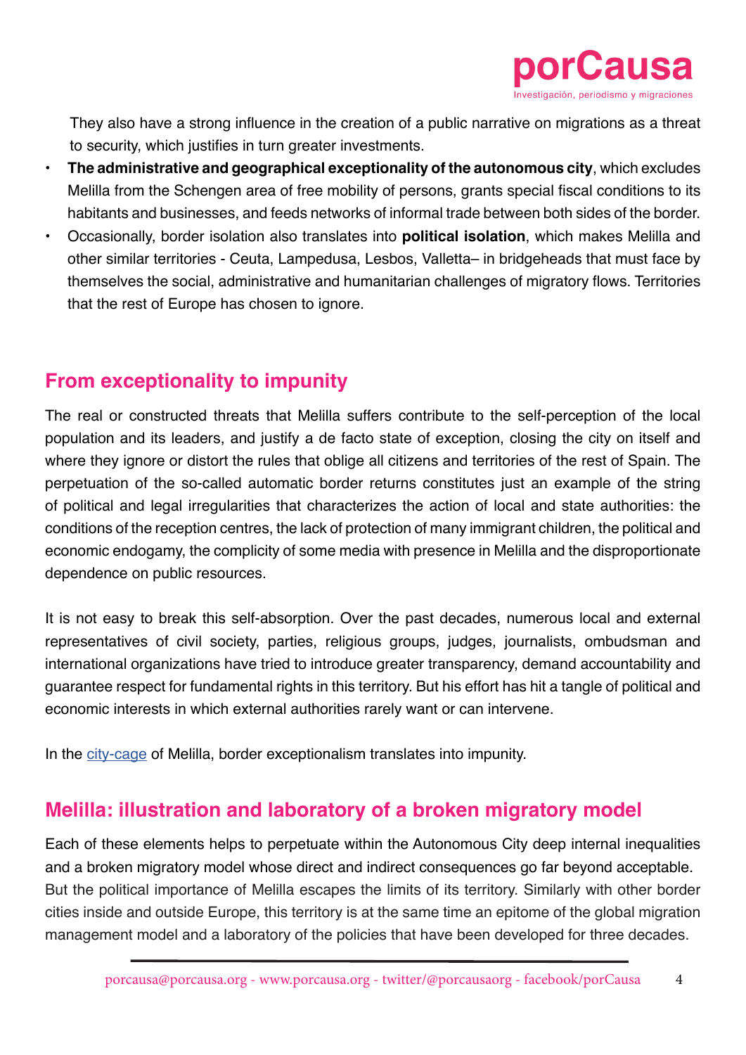They also have a strong influence in the creation of a public narrative on migrations as a threat to security, which justifies in turn greater investments.

- **The administrative and geographical exceptionality of the autonomous city**, which excludes Melilla from the Schengen area of free mobility of persons, grants special fiscal conditions to its habitants and businesses, and feeds networks of informal trade between both sides of the border.
- Occasionally, border isolation also translates into **political isolation**, which makes Melilla and other similar territories - Ceuta, Lampedusa, Lesbos, Valletta– in bridgeheads that must face by themselves the social, administrative and humanitarian challenges of migratory flows. Territories that the rest of Europe has chosen to ignore.

## From exceptionality to impunity

The real or constructed threats that Melilla suffers contribute to the self-perception of the local population and its leaders, and justify a de facto state of exception, closing the city on itself and where they ignore or distort the rules that oblige all citizens and territories of the rest of Spain. The perpetuation of the so-called automatic border returns constitutes just an example of the string of political and legal irregularities that characterizes the action of local and state authorities: the conditions of the reception centres, the lack of protection of many immigrant children, the political and economic endogamy, the complicity of some media with presence in Melilla and the disproportionate dependence on public resources.

It is not easy to break this self-absorption. Over the past decades, numerous local and external representatives of civil society, parties, religious groups, judges, journalists, ombudsman and international organizations have tried to introduce greater transparency, demand accountability and guarantee respect for fundamental rights in this territory. But his effort has hit a tangle of political and economic interests in which external authorities rarely want or can intervene.

In the city-cage of Melilla, border exceptionalism translates into impunity.

## Melilla: illustration and laboratory of a broken migratory model

Each of these elements helps to perpetuate within the Autonomous City deep internal inequalities and a broken migratory model whose direct and indirect consequences go far beyond acceptable. But the political importance of Melilla escapes the limits of its territory. Similarly with other border cities inside and outside Europe, this territory is at the same time an epitome of the global migration management model and a laboratory of the policies that have been developed for three decades.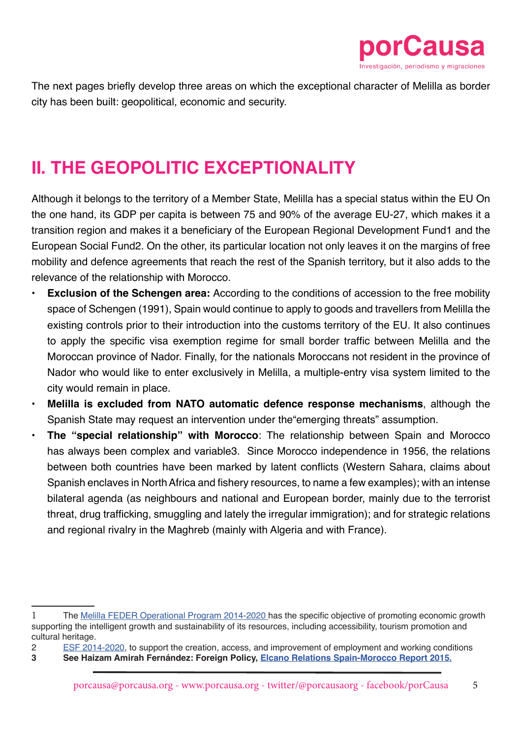The next pages briefly develop three areas on which the exceptional character of Melilla as border city has been built: geopolitical, economic and security.

## II. THE GEOPOLITIC EXCEPTIONALITY

Although it belongs to the territory of a Member State, Melilla has a special status within the EU On the one hand, its GDP per capita is between 75 and 90% of the average EU-27, which makes it a transition region and makes it a beneficiary of the European Regional Development Fund[1] and the European Social Fund[2]. On the other, its particular location not only leaves it on the margins of free mobility and defence agreements that reach the rest of the Spanish territory, but it also adds to the relevance of the relationship with Morocco.

- **Exclusion of the Schengen area:** According to the conditions of accession to the free mobility space of Schengen (1991), Spain would continue to apply to goods and travellers from Melilla the existing controls prior to their introduction into the customs territory of the EU. It also continues to apply the specific visa exemption regime for small border traffic between Melilla and the Moroccan province of Nador. Finally, for the nationals Moroccans not resident in the province of Nador who would like to enter exclusively in Melilla, a multiple-entry visa system limited to the city would remain in place.
- **Melilla is excluded from NATO automatic defence response mechanisms**, although the Spanish State may request an intervention under the"emerging threats" assumption.
- **The "special relationship" with Morocco**: The relationship between Spain and Morocco has always been complex and variable[3]. Since Morocco independence in 1956, the relations between both countries have been marked by latent conflicts (Western Sahara, claims about Spanish enclaves in North Africa and fishery resources, to name a few examples); with an intense bilateral agenda (as neighbours and national and European border, mainly due to the terrorist threat, drug trafficking, smuggling and lately the irregular immigration); and for strategic relations and regional rivalry in the Maghreb (mainly with Algeria and with France).

---

1 The Melilla FEDER Operational Program 2014-2020 has the specific objective of promoting economic growth supporting the intelligent growth and sustainability of its resources, including accessibility, tourism promotion and cultural heritage.

2 ESF 2014-2020, to support the creation, access, and improvement of employment and working conditions

**3 See Haizam Amirah Fernández: Foreign Policy, Elcano Relations Spain-Morocco Report 2015.**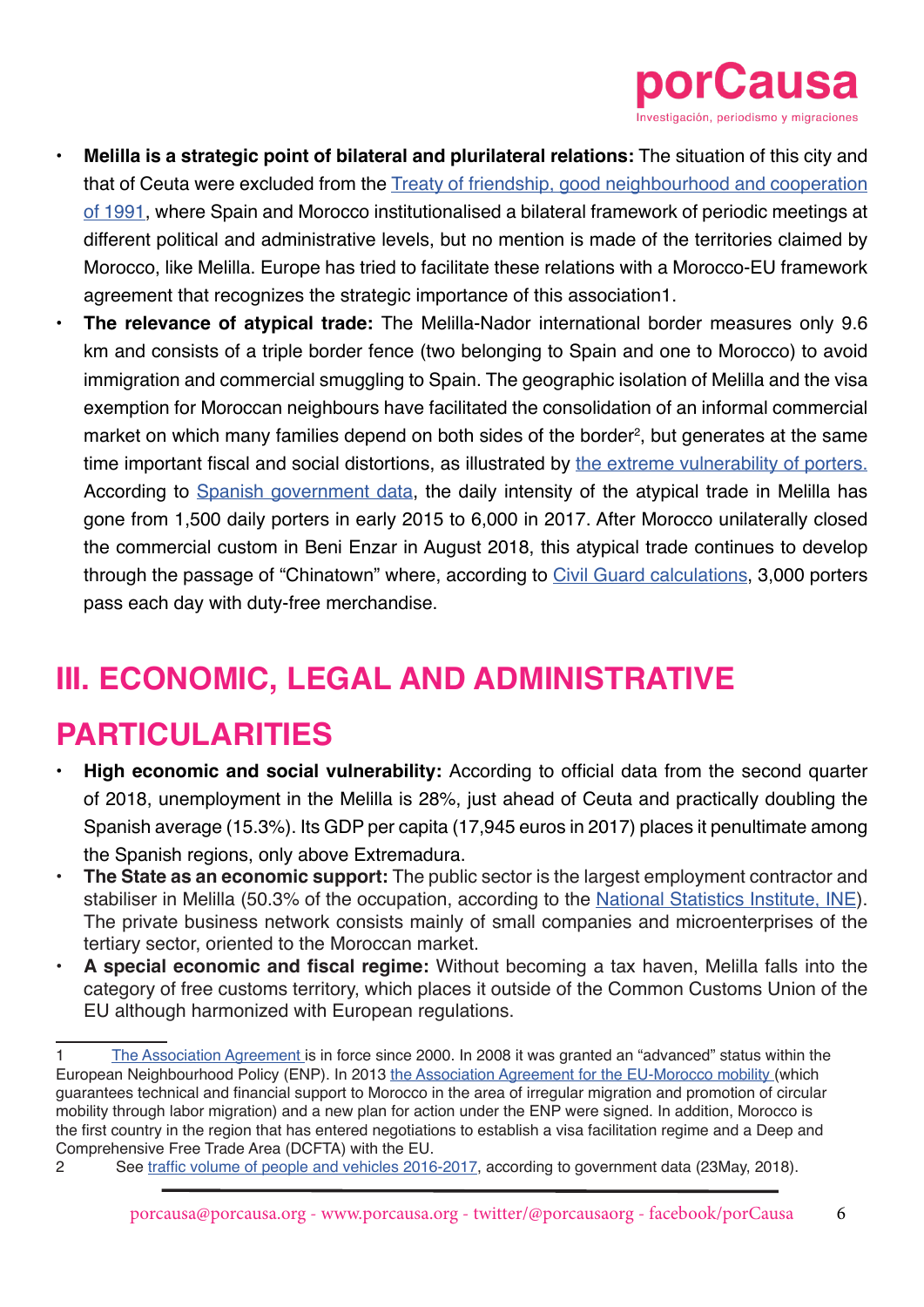- **Melilla is a strategic point of bilateral and plurilateral relations:** The situation of this city and that of Ceuta were excluded from the Treaty of friendship, good neighbourhood and cooperation of 1991, where Spain and Morocco institutionalised a bilateral framework of periodic meetings at different political and administrative levels, but no mention is made of the territories claimed by Morocco, like Melilla. Europe has tried to facilitate these relations with a Morocco-EU framework agreement that recognizes the strategic importance of this association1.
- **The relevance of atypical trade:** The Melilla-Nador international border measures only 9.6 km and consists of a triple border fence (two belonging to Spain and one to Morocco) to avoid immigration and commercial smuggling to Spain. The geographic isolation of Melilla and the visa exemption for Moroccan neighbours have facilitated the consolidation of an informal commercial market on which many families depend on both sides of the border[2], but generates at the same time important fiscal and social distortions, as illustrated by the extreme vulnerability of porters. According to Spanish government data, the daily intensity of the atypical trade in Melilla has gone from 1,500 daily porters in early 2015 to 6,000 in 2017. After Morocco unilaterally closed the commercial custom in Beni Enzar in August 2018, this atypical trade continues to develop through the passage of "Chinatown" where, according to Civil Guard calculations, 3,000 porters pass each day with duty-free merchandise.

## III. ECONOMIC, LEGAL AND ADMINISTRATIVE PARTICULARITIES

- **High economic and social vulnerability:** According to official data from the second quarter of 2018, unemployment in the Melilla is 28%, just ahead of Ceuta and practically doubling the Spanish average (15.3%). Its GDP per capita (17,945 euros in 2017) places it penultimate among the Spanish regions, only above Extremadura.
- **The State as an economic support:** The public sector is the largest employment contractor and stabiliser in Melilla (50.3% of the occupation, according to the National Statistics Institute, INE). The private business network consists mainly of small companies and microenterprises of the tertiary sector, oriented to the Moroccan market.
- **A special economic and fiscal regime:** Without becoming a tax haven, Melilla falls into the category of free customs territory, which places it outside of the Common Customs Union of the EU although harmonized with European regulations.

---

1 The Association Agreement is in force since 2000. In 2008 it was granted an "advanced" status within the European Neighbourhood Policy (ENP). In 2013 the Association Agreement for the EU-Morocco mobility (which guarantees technical and financial support to Morocco in the area of irregular migration and promotion of circular mobility through labor migration) and a new plan for action under the ENP were signed. In addition, Morocco is the first country in the region that has entered negotiations to establish a visa facilitation regime and a Deep and Comprehensive Free Trade Area (DCFTA) with the EU.

2 See traffic volume of people and vehicles 2016-2017, according to government data (23May, 2018).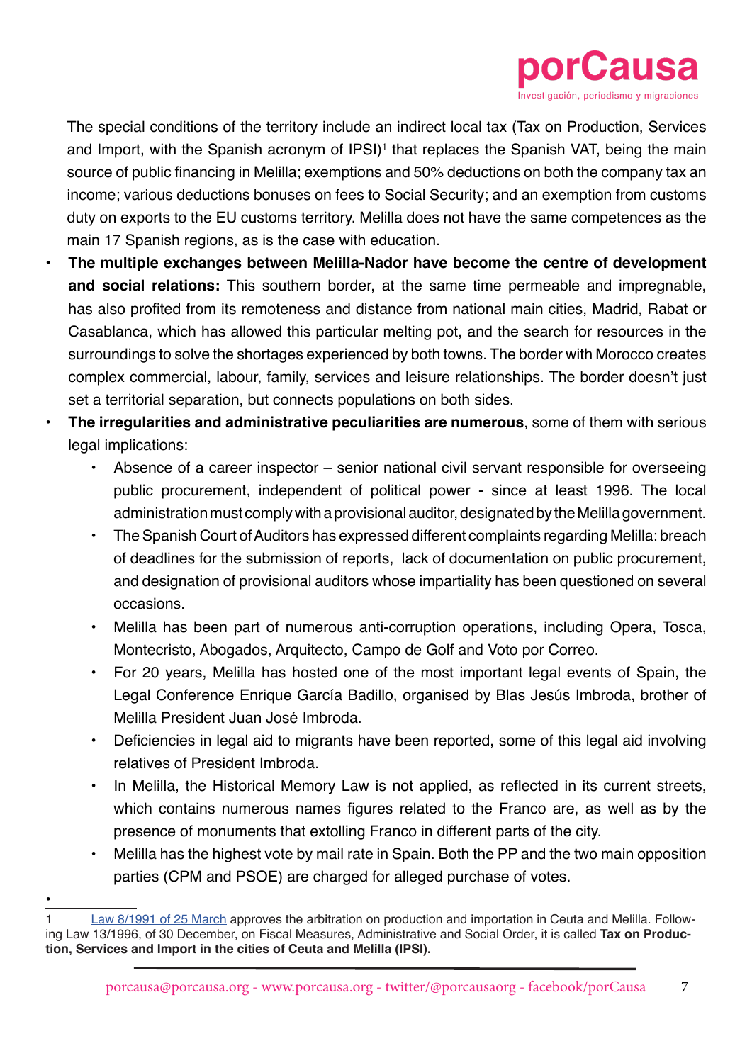The special conditions of the territory include an indirect local tax (Tax on Production, Services and Import, with the Spanish acronym of IPSI)[1] that replaces the Spanish VAT, being the main source of public financing in Melilla; exemptions and 50% deductions on both the company tax an income; various deductions bonuses on fees to Social Security; and an exemption from customs duty on exports to the EU customs territory. Melilla does not have the same competences as the main 17 Spanish regions, as is the case with education.

- **The multiple exchanges between Melilla-Nador have become the centre of development and social relations:** This southern border, at the same time permeable and impregnable, has also profited from its remoteness and distance from national main cities, Madrid, Rabat or Casablanca, which has allowed this particular melting pot, and the search for resources in the surroundings to solve the shortages experienced by both towns. The border with Morocco creates complex commercial, labour, family, services and leisure relationships. The border doesn't just set a territorial separation, but connects populations on both sides.
- **The irregularities and administrative peculiarities are numerous**, some of them with serious legal implications:
  - Absence of a career inspector – senior national civil servant responsible for overseeing public procurement, independent of political power - since at least 1996. The local administration must comply with a provisional auditor, designated by the Melilla government.
  - The Spanish Court of Auditors has expressed different complaints regarding Melilla: breach of deadlines for the submission of reports, lack of documentation on public procurement, and designation of provisional auditors whose impartiality has been questioned on several occasions.
  - Melilla has been part of numerous anti-corruption operations, including Opera, Tosca, Montecristo, Abogados, Arquitecto, Campo de Golf and Voto por Correo.
  - For 20 years, Melilla has hosted one of the most important legal events of Spain, the Legal Conference Enrique García Badillo, organised by Blas Jesús Imbroda, brother of Melilla President Juan José Imbroda.
  - Deficiencies in legal aid to migrants have been reported, some of this legal aid involving relatives of President Imbroda.
  - In Melilla, the Historical Memory Law is not applied, as reflected in its current streets, which contains numerous names figures related to the Franco are, as well as by the presence of monuments that extolling Franco in different parts of the city.
  - Melilla has the highest vote by mail rate in Spain. Both the PP and the two main opposition parties (CPM and PSOE) are charged for alleged purchase of votes.

---

1 Law 8/1991 of 25 March approves the arbitration on production and importation in Ceuta and Melilla. Following Law 13/1996, of 30 December, on Fiscal Measures, Administrative and Social Order, it is called **Tax on Production, Services and Import in the cities of Ceuta and Melilla (IPSI).**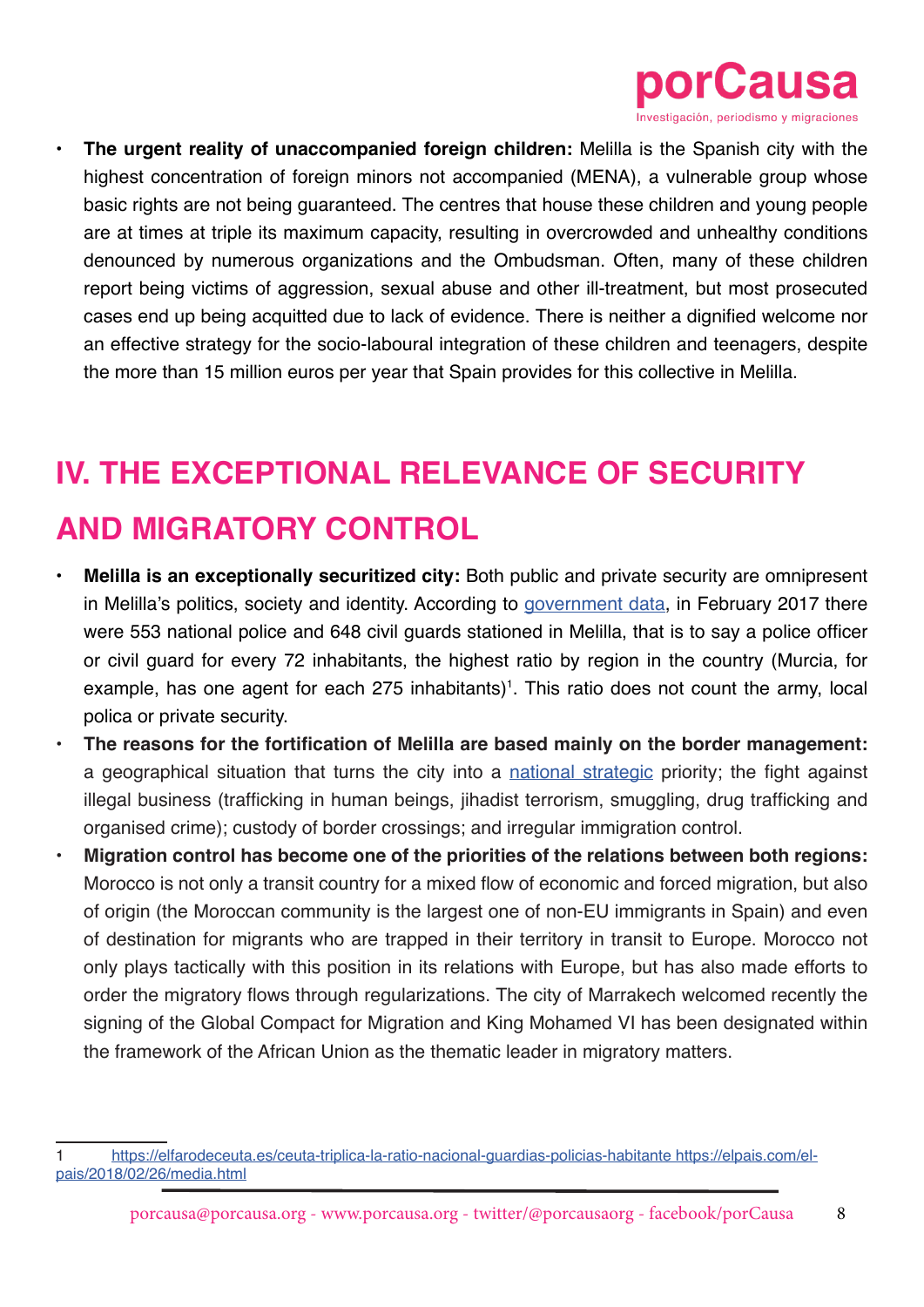- **The urgent reality of unaccompanied foreign children:** Melilla is the Spanish city with the highest concentration of foreign minors not accompanied (MENA), a vulnerable group whose basic rights are not being guaranteed. The centres that house these children and young people are at times at triple its maximum capacity, resulting in overcrowded and unhealthy conditions denounced by numerous organizations and the Ombudsman. Often, many of these children report being victims of aggression, sexual abuse and other ill-treatment, but most prosecuted cases end up being acquitted due to lack of evidence. There is neither a dignified welcome nor an effective strategy for the socio-laboural integration of these children and teenagers, despite the more than 15 million euros per year that Spain provides for this collective in Melilla.

## IV. THE EXCEPTIONAL RELEVANCE OF SECURITY AND MIGRATORY CONTROL

- **Melilla is an exceptionally securitized city:** Both public and private security are omnipresent in Melilla's politics, society and identity. According to government data, in February 2017 there were 553 national police and 648 civil guards stationed in Melilla, that is to say a police officer or civil guard for every 72 inhabitants, the highest ratio by region in the country (Murcia, for example, has one agent for each 275 inhabitants)[1]. This ratio does not count the army, local polica or private security.
- **The reasons for the fortification of Melilla are based mainly on the border management:** a geographical situation that turns the city into a national strategic priority; the fight against illegal business (trafficking in human beings, jihadist terrorism, smuggling, drug trafficking and organised crime); custody of border crossings; and irregular immigration control.
- **Migration control has become one of the priorities of the relations between both regions:** Morocco is not only a transit country for a mixed flow of economic and forced migration, but also of origin (the Moroccan community is the largest one of non-EU immigrants in Spain) and even of destination for migrants who are trapped in their territory in transit to Europe. Morocco not only plays tactically with this position in its relations with Europe, but has also made efforts to order the migratory flows through regularizations. The city of Marrakech welcomed recently the signing of the Global Compact for Migration and King Mohamed VI has been designated within the framework of the African Union as the thematic leader in migratory matters.

---

1 https://elfarodeceuta.es/ceuta-triplica-la-ratio-nacional-guardias-policias-habitante https://elpais.com/elpais/2018/02/26/media.html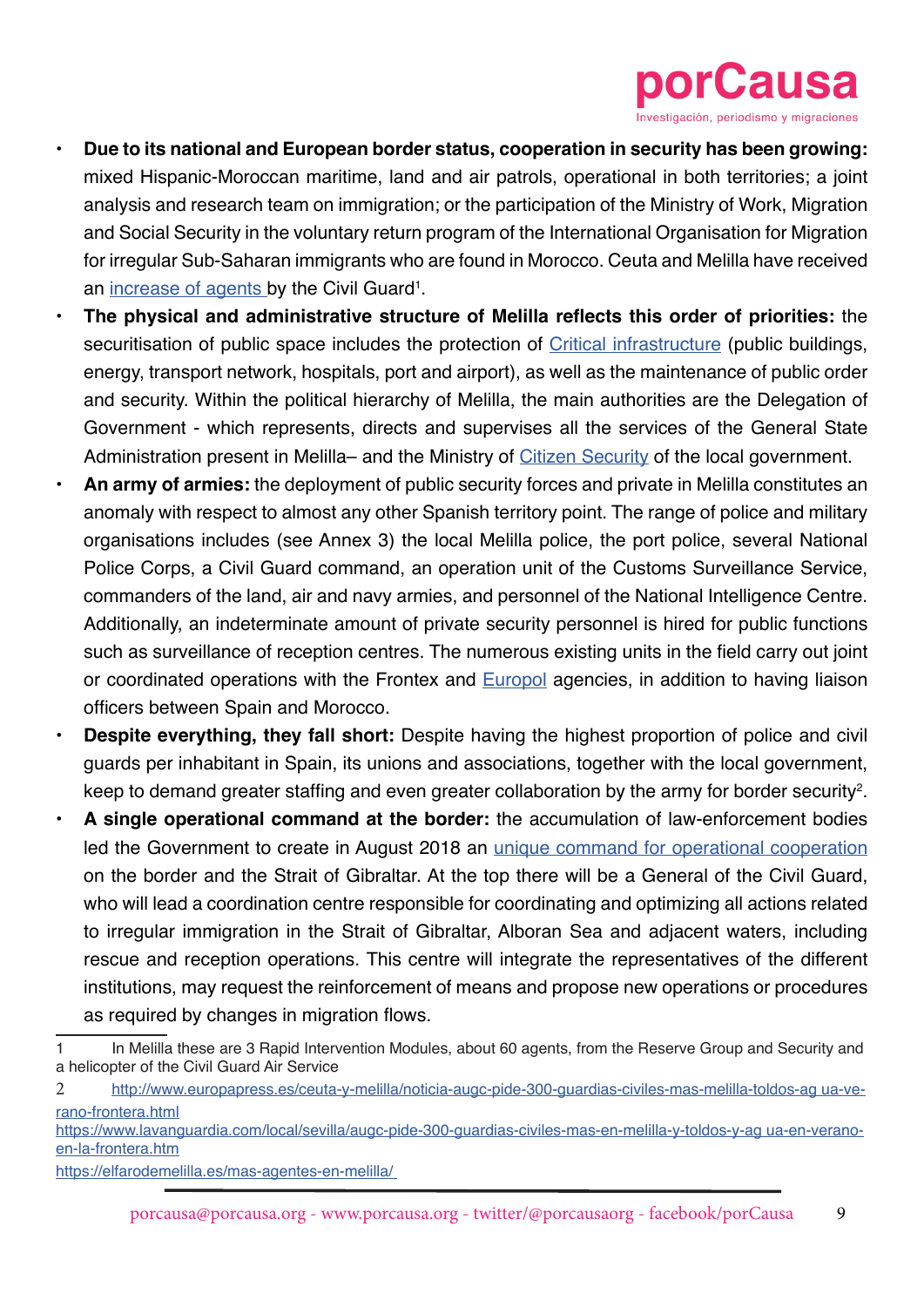- **Due to its national and European border status, cooperation in security has been growing:** mixed Hispanic-Moroccan maritime, land and air patrols, operational in both territories; a joint analysis and research team on immigration; or the participation of the Ministry of Work, Migration and Social Security in the voluntary return program of the International Organisation for Migration for irregular Sub-Saharan immigrants who are found in Morocco. Ceuta and Melilla have received an increase of agents by the Civil Guard[1].
- **The physical and administrative structure of Melilla reflects this order of priorities:** the securitisation of public space includes the protection of Critical infrastructure (public buildings, energy, transport network, hospitals, port and airport), as well as the maintenance of public order and security. Within the political hierarchy of Melilla, the main authorities are the Delegation of Government - which represents, directs and supervises all the services of the General State Administration present in Melilla– and the Ministry of Citizen Security of the local government.
- **An army of armies:** the deployment of public security forces and private in Melilla constitutes an anomaly with respect to almost any other Spanish territory point. The range of police and military organisations includes (see Annex 3) the local Melilla police, the port police, several National Police Corps, a Civil Guard command, an operation unit of the Customs Surveillance Service, commanders of the land, air and navy armies, and personnel of the National Intelligence Centre. Additionally, an indeterminate amount of private security personnel is hired for public functions such as surveillance of reception centres. The numerous existing units in the field carry out joint or coordinated operations with the Frontex and Europol agencies, in addition to having liaison officers between Spain and Morocco.
- **Despite everything, they fall short:** Despite having the highest proportion of police and civil guards per inhabitant in Spain, its unions and associations, together with the local government, keep to demand greater staffing and even greater collaboration by the army for border security[2].
- **A single operational command at the border:** the accumulation of law-enforcement bodies led the Government to create in August 2018 an unique command for operational cooperation on the border and the Strait of Gibraltar. At the top there will be a General of the Civil Guard, who will lead a coordination centre responsible for coordinating and optimizing all actions related to irregular immigration in the Strait of Gibraltar, Alboran Sea and adjacent waters, including rescue and reception operations. This centre will integrate the representatives of the different institutions, may request the reinforcement of means and propose new operations or procedures as required by changes in migration flows.

---

1 In Melilla these are 3 Rapid Intervention Modules, about 60 agents, from the Reserve Group and Security and a helicopter of the Civil Guard Air Service

2 http://www.europapress.es/ceuta-y-melilla/noticia-augc-pide-300-guardias-civiles-mas-melilla-toldos-ag ua-verano-frontera.html
https://www.lavanguardia.com/local/sevilla/augc-pide-300-guardias-civiles-mas-en-melilla-y-toldos-y-ag ua-en-verano-en-la-frontera.htm
https://elfarodemelilla.es/mas-agentes-en-melilla/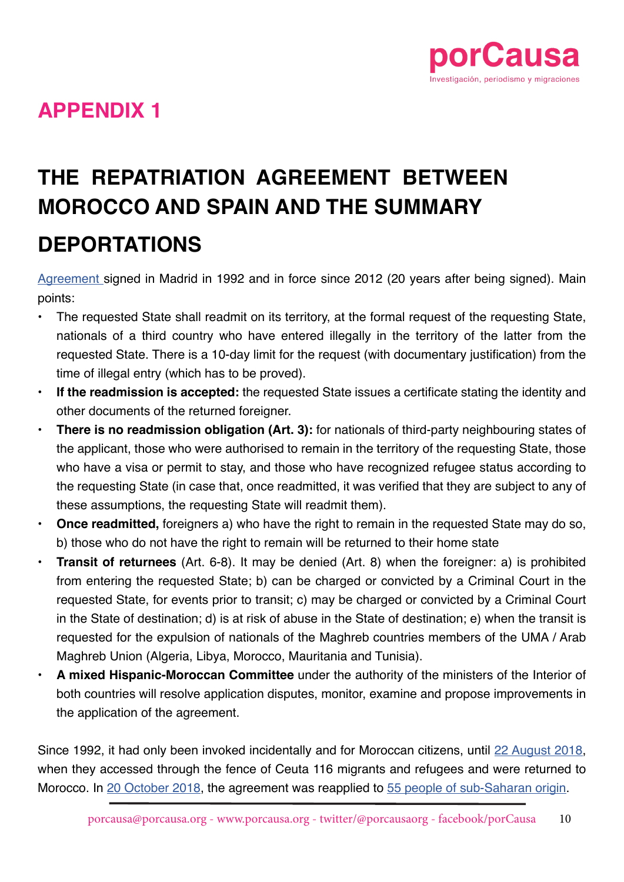## APPENDIX 1

# THE REPATRIATION AGREEMENT BETWEEN MOROCCO AND SPAIN AND THE SUMMARY DEPORTATIONS

Agreement signed in Madrid in 1992 and in force since 2012 (20 years after being signed). Main points:

- The requested State shall readmit on its territory, at the formal request of the requesting State, nationals of a third country who have entered illegally in the territory of the latter from the requested State. There is a 10-day limit for the request (with documentary justification) from the time of illegal entry (which has to be proved).
- **If the readmission is accepted:** the requested State issues a certificate stating the identity and other documents of the returned foreigner.
- **There is no readmission obligation (Art. 3):** for nationals of third-party neighbouring states of the applicant, those who were authorised to remain in the territory of the requesting State, those who have a visa or permit to stay, and those who have recognized refugee status according to the requesting State (in case that, once readmitted, it was verified that they are subject to any of these assumptions, the requesting State will readmit them).
- **Once readmitted,** foreigners a) who have the right to remain in the requested State may do so, b) those who do not have the right to remain will be returned to their home state
- **Transit of returnees** (Art. 6-8). It may be denied (Art. 8) when the foreigner: a) is prohibited from entering the requested State; b) can be charged or convicted by a Criminal Court in the requested State, for events prior to transit; c) may be charged or convicted by a Criminal Court in the State of destination; d) is at risk of abuse in the State of destination; e) when the transit is requested for the expulsion of nationals of the Maghreb countries members of the UMA / Arab Maghreb Union (Algeria, Libya, Morocco, Mauritania and Tunisia).
- **A mixed Hispanic-Moroccan Committee** under the authority of the ministers of the Interior of both countries will resolve application disputes, monitor, examine and propose improvements in the application of the agreement.

Since 1992, it had only been invoked incidentally and for Moroccan citizens, until 22 August 2018, when they accessed through the fence of Ceuta 116 migrants and refugees and were returned to Morocco. In 20 October 2018, the agreement was reapplied to 55 people of sub-Saharan origin.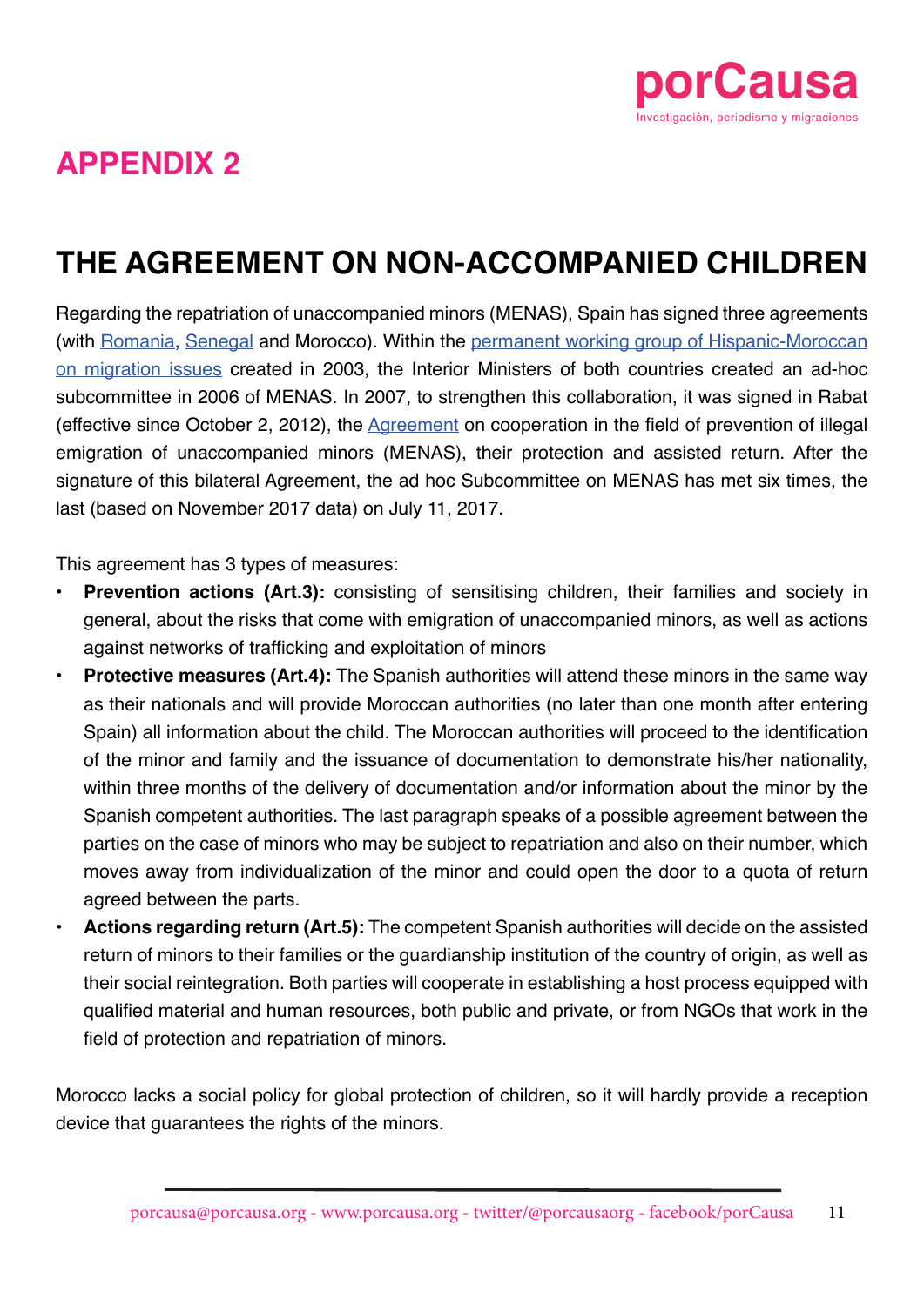# APPENDIX 2

## THE AGREEMENT ON NON-ACCOMPANIED CHILDREN

Regarding the repatriation of unaccompanied minors (MENAS), Spain has signed three agreements (with Romania, Senegal and Morocco). Within the permanent working group of Hispanic-Moroccan on migration issues created in 2003, the Interior Ministers of both countries created an ad-hoc subcommittee in 2006 of MENAS. In 2007, to strengthen this collaboration, it was signed in Rabat (effective since October 2, 2012), the Agreement on cooperation in the field of prevention of illegal emigration of unaccompanied minors (MENAS), their protection and assisted return. After the signature of this bilateral Agreement, the ad hoc Subcommittee on MENAS has met six times, the last (based on November 2017 data) on July 11, 2017.

This agreement has 3 types of measures:

- **Prevention actions (Art.3):** consisting of sensitising children, their families and society in general, about the risks that come with emigration of unaccompanied minors, as well as actions against networks of trafficking and exploitation of minors
- **Protective measures (Art.4):** The Spanish authorities will attend these minors in the same way as their nationals and will provide Moroccan authorities (no later than one month after entering Spain) all information about the child. The Moroccan authorities will proceed to the identification of the minor and family and the issuance of documentation to demonstrate his/her nationality, within three months of the delivery of documentation and/or information about the minor by the Spanish competent authorities. The last paragraph speaks of a possible agreement between the parties on the case of minors who may be subject to repatriation and also on their number, which moves away from individualization of the minor and could open the door to a quota of return agreed between the parts.
- **Actions regarding return (Art.5):** The competent Spanish authorities will decide on the assisted return of minors to their families or the guardianship institution of the country of origin, as well as their social reintegration. Both parties will cooperate in establishing a host process equipped with qualified material and human resources, both public and private, or from NGOs that work in the field of protection and repatriation of minors.

Morocco lacks a social policy for global protection of children, so it will hardly provide a reception device that guarantees the rights of the minors.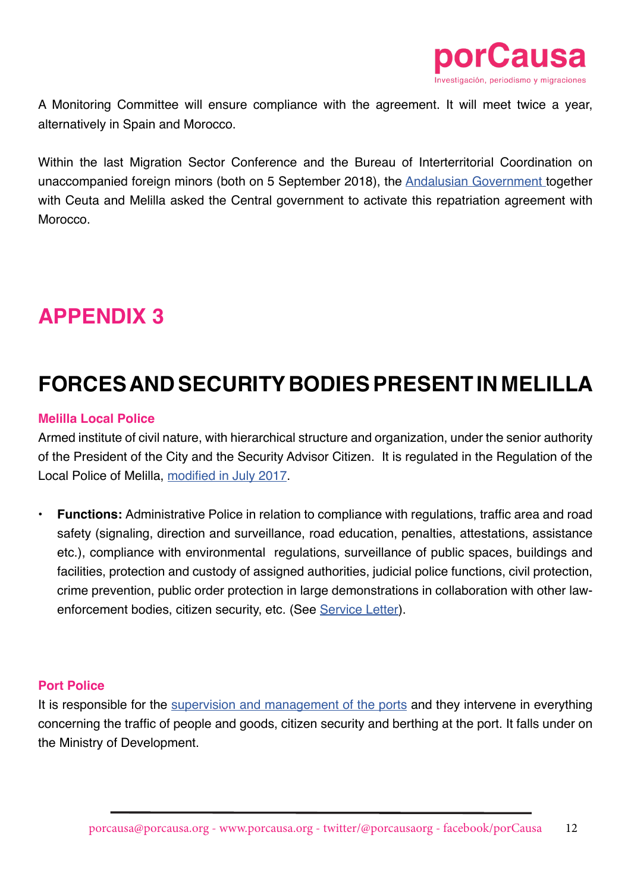A Monitoring Committee will ensure compliance with the agreement. It will meet twice a year, alternatively in Spain and Morocco.

Within the last Migration Sector Conference and the Bureau of Interterritorial Coordination on unaccompanied foreign minors (both on 5 September 2018), the Andalusian Government together with Ceuta and Melilla asked the Central government to activate this repatriation agreement with Morocco.

# APPENDIX 3

# FORCES AND SECURITY BODIES PRESENT IN MELILLA

### Melilla Local Police

Armed institute of civil nature, with hierarchical structure and organization, under the senior authority of the President of the City and the Security Advisor Citizen. It is regulated in the Regulation of the Local Police of Melilla, modified in July 2017.

- **Functions:** Administrative Police in relation to compliance with regulations, traffic area and road safety (signaling, direction and surveillance, road education, penalties, attestations, assistance etc.), compliance with environmental regulations, surveillance of public spaces, buildings and facilities, protection and custody of assigned authorities, judicial police functions, civil protection, crime prevention, public order protection in large demonstrations in collaboration with other law-enforcement bodies, citizen security, etc. (See Service Letter).

### Port Police

It is responsible for the supervision and management of the ports and they intervene in everything concerning the traffic of people and goods, citizen security and berthing at the port. It falls under on the Ministry of Development.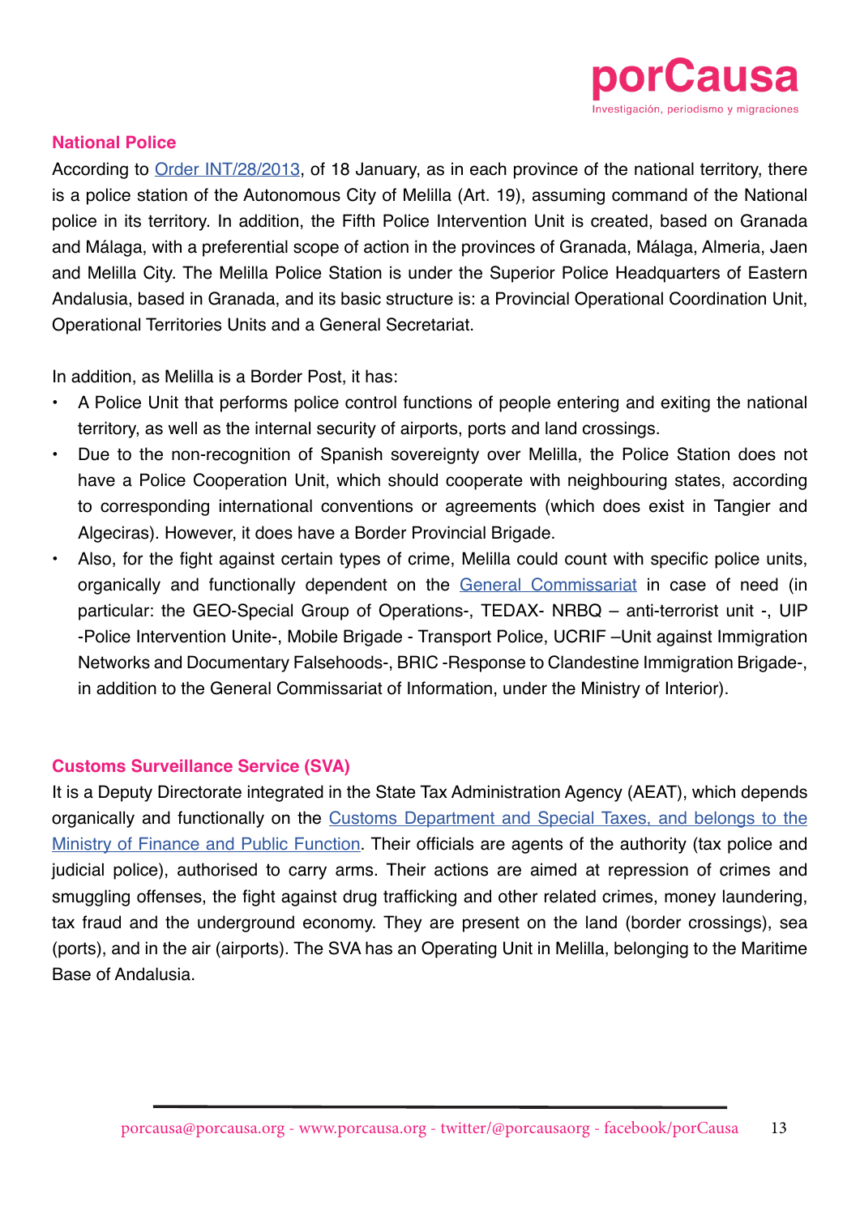## National Police

According to [Order INT/28/2013](), of 18 January, as in each province of the national territory, there is a police station of the Autonomous City of Melilla (Art. 19), assuming command of the National police in its territory. In addition, the Fifth Police Intervention Unit is created, based on Granada and Málaga, with a preferential scope of action in the provinces of Granada, Málaga, Almeria, Jaen and Melilla City. The Melilla Police Station is under the Superior Police Headquarters of Eastern Andalusia, based in Granada, and its basic structure is: a Provincial Operational Coordination Unit, Operational Territories Units and a General Secretariat.

In addition, as Melilla is a Border Post, it has:

- A Police Unit that performs police control functions of people entering and exiting the national territory, as well as the internal security of airports, ports and land crossings.
- Due to the non-recognition of Spanish sovereignty over Melilla, the Police Station does not have a Police Cooperation Unit, which should cooperate with neighbouring states, according to corresponding international conventions or agreements (which does exist in Tangier and Algeciras). However, it does have a Border Provincial Brigade.
- Also, for the fight against certain types of crime, Melilla could count with specific police units, organically and functionally dependent on the General Commissariat in case of need (in particular: the GEO-Special Group of Operations-, TEDAX- NRBQ – anti-terrorist unit -, UIP -Police Intervention Unite-, Mobile Brigade - Transport Police, UCRIF –Unit against Immigration Networks and Documentary Falsehoods-, BRIC -Response to Clandestine Immigration Brigade-, in addition to the General Commissariat of Information, under the Ministry of Interior).

## Customs Surveillance Service (SVA)

It is a Deputy Directorate integrated in the State Tax Administration Agency (AEAT), which depends organically and functionally on the Customs Department and Special Taxes, and belongs to the Ministry of Finance and Public Function. Their officials are agents of the authority (tax police and judicial police), authorised to carry arms. Their actions are aimed at repression of crimes and smuggling offenses, the fight against drug trafficking and other related crimes, money laundering, tax fraud and the underground economy. They are present on the land (border crossings), sea (ports), and in the air (airports). The SVA has an Operating Unit in Melilla, belonging to the Maritime Base of Andalusia.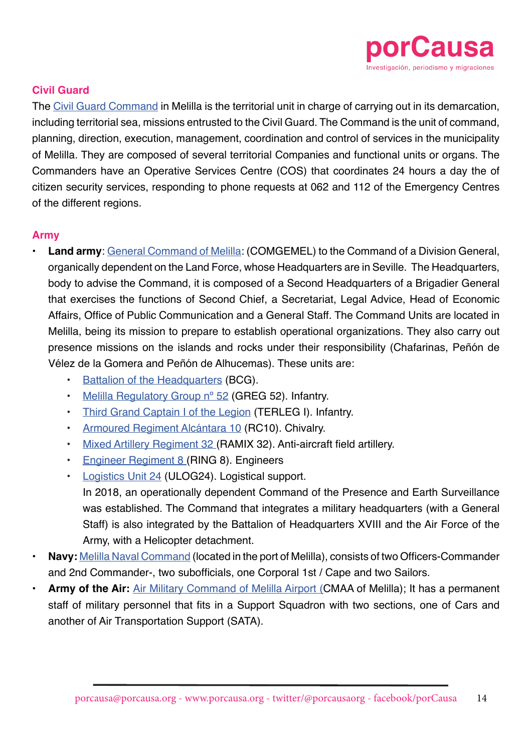## Civil Guard

The Civil Guard Command in Melilla is the territorial unit in charge of carrying out in its demarcation, including territorial sea, missions entrusted to the Civil Guard. The Command is the unit of command, planning, direction, execution, management, coordination and control of services in the municipality of Melilla. They are composed of several territorial Companies and functional units or organs. The Commanders have an Operative Services Centre (COS) that coordinates 24 hours a day the of citizen security services, responding to phone requests at 062 and 112 of the Emergency Centres of the different regions.

## Army

- **Land army**: General Command of Melilla: (COMGEMEL) to the Command of a Division General, organically dependent on the Land Force, whose Headquarters are in Seville. The Headquarters, body to advise the Command, it is composed of a Second Headquarters of a Brigadier General that exercises the functions of Second Chief, a Secretariat, Legal Advice, Head of Economic Affairs, Office of Public Communication and a General Staff. The Command Units are located in Melilla, being its mission to prepare to establish operational organizations. They also carry out presence missions on the islands and rocks under their responsibility (Chafarinas, Peñón de Vélez de la Gomera and Peñón de Alhucemas). These units are:
  - Battalion of the Headquarters (BCG).
  - Melilla Regulatory Group nº 52 (GREG 52). Infantry.
  - Third Grand Captain I of the Legion (TERLEG I). Infantry.
  - Armoured Regiment Alcántara 10 (RC10). Chivalry.
  - Mixed Artillery Regiment 32 (RAMIX 32). Anti-aircraft field artillery.
  - Engineer Regiment 8 (RING 8). Engineers
  - Logistics Unit 24 (ULOG24). Logistical support.

    In 2018, an operationally dependent Command of the Presence and Earth Surveillance was established. The Command that integrates a military headquarters (with a General Staff) is also integrated by the Battalion of Headquarters XVIII and the Air Force of the Army, with a Helicopter detachment.
- **Navy:** Melilla Naval Command (located in the port of Melilla), consists of two Officers-Commander and 2nd Commander-, two subofficials, one Corporal 1st / Cape and two Sailors.
- **Army of the Air:** Air Military Command of Melilla Airport (CMAA of Melilla); It has a permanent staff of military personnel that fits in a Support Squadron with two sections, one of Cars and another of Air Transportation Support (SATA).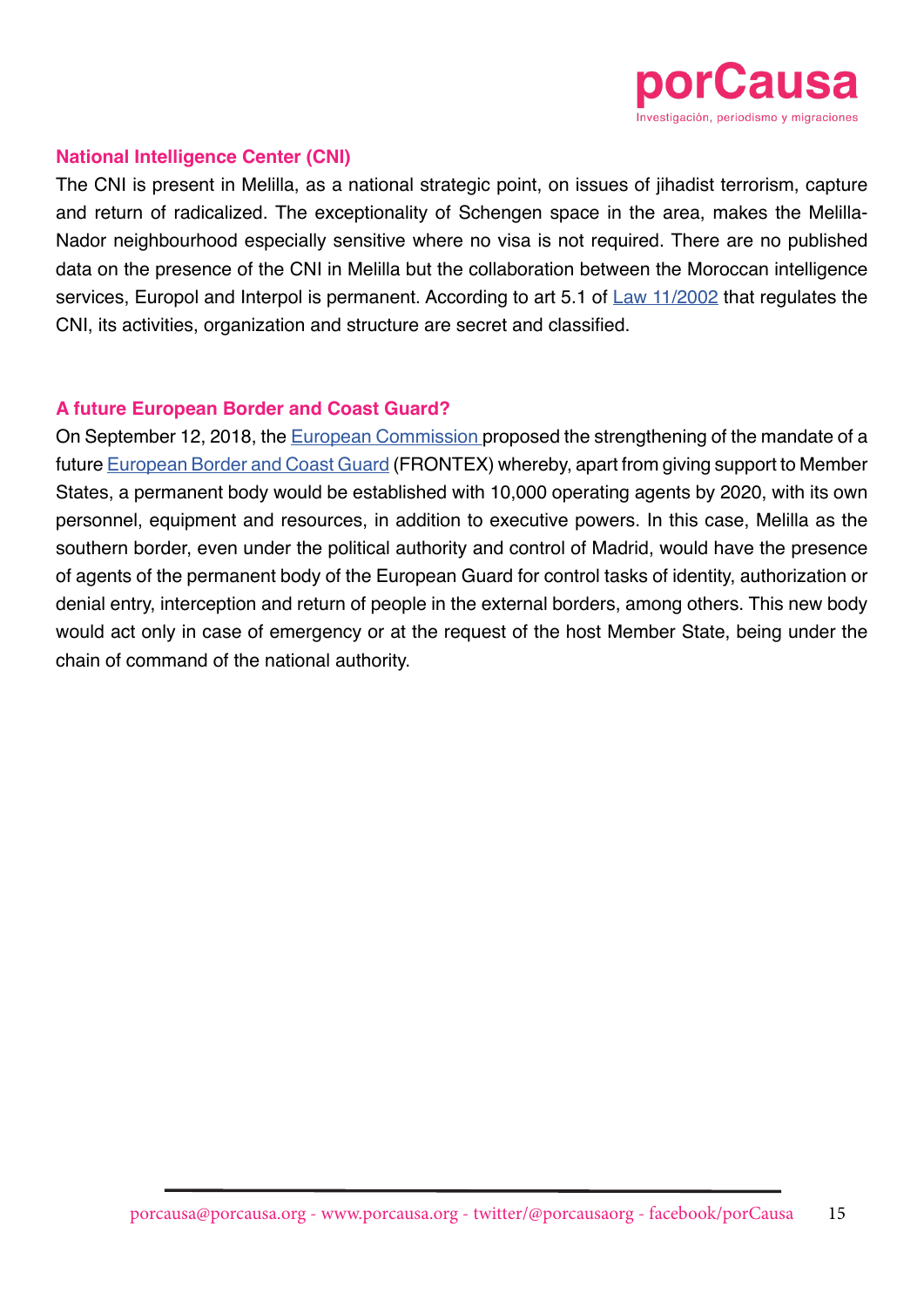### National Intelligence Center (CNI)

The CNI is present in Melilla, as a national strategic point, on issues of jihadist terrorism, capture and return of radicalized. The exceptionality of Schengen space in the area, makes the Melilla-Nador neighbourhood especially sensitive where no visa is not required. There are no published data on the presence of the CNI in Melilla but the collaboration between the Moroccan intelligence services, Europol and Interpol is permanent. According to art 5.1 of Law 11/2002 that regulates the CNI, its activities, organization and structure are secret and classified.

### A future European Border and Coast Guard?

On September 12, 2018, the European Commission proposed the strengthening of the mandate of a future European Border and Coast Guard (FRONTEX) whereby, apart from giving support to Member States, a permanent body would be established with 10,000 operating agents by 2020, with its own personnel, equipment and resources, in addition to executive powers. In this case, Melilla as the southern border, even under the political authority and control of Madrid, would have the presence of agents of the permanent body of the European Guard for control tasks of identity, authorization or denial entry, interception and return of people in the external borders, among others. This new body would act only in case of emergency or at the request of the host Member State, being under the chain of command of the national authority.